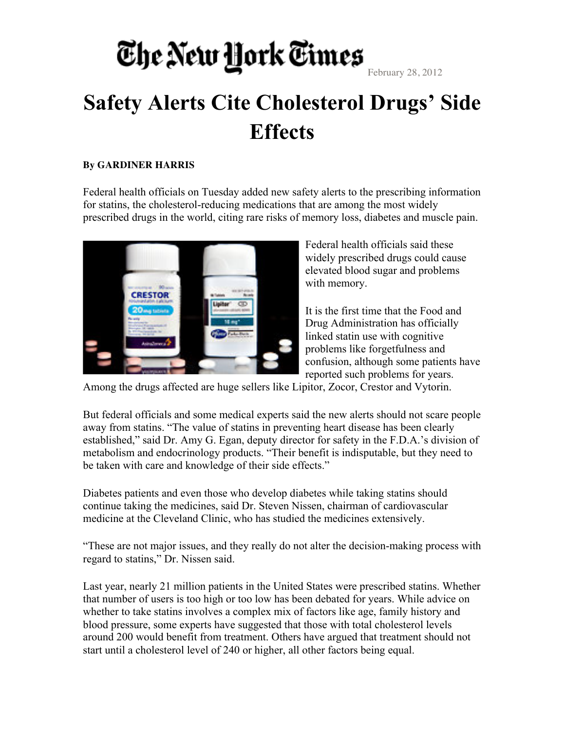The New York Times

February 28, 2012

# Safety Alerts Cite Cholesterol Drugs' Side Effects

**By GARDINER HARRIS**

Federal health officials on Tuesday added new safety alerts to the prescribing information for statins, the cholesterol-reducing medications that are among the most widely prescribed drugs in the world, citing rare risks of memory loss, diabetes and muscle pain.

Federal health officials said these widely prescribed drugs could cause elevated blood sugar and problems with memory.

It is the first time that the Food and Drug Administration has officially linked statin use with cognitive problems like forgetfulness and confusion, although some patients have reported such problems for years. Among the drugs affected are huge sellers like Lipitor, Zocor, Crestor and Vytorin.

But federal officials and some medical experts said the new alerts should not scare people away from statins. "The value of statins in preventing heart disease has been clearly established," said Dr. Amy G. Egan, deputy director for safety in the F.D.A.'s division of metabolism and endocrinology products. "Their benefit is indisputable, but they need to be taken with care and knowledge of their side effects."

Diabetes patients and even those who develop diabetes while taking statins should continue taking the medicines, said Dr. Steven Nissen, chairman of cardiovascular medicine at the Cleveland Clinic, who has studied the medicines extensively.

"These are not major issues, and they really do not alter the decision-making process with regard to statins," Dr. Nissen said.

Last year, nearly 21 million patients in the United States were prescribed statins. Whether that number of users is too high or too low has been debated for years. While advice on whether to take statins involves a complex mix of factors like age, family history and blood pressure, some experts have suggested that those with total cholesterol levels around 200 would benefit from treatment. Others have argued that treatment should not start until a cholesterol level of 240 or higher, all other factors being equal.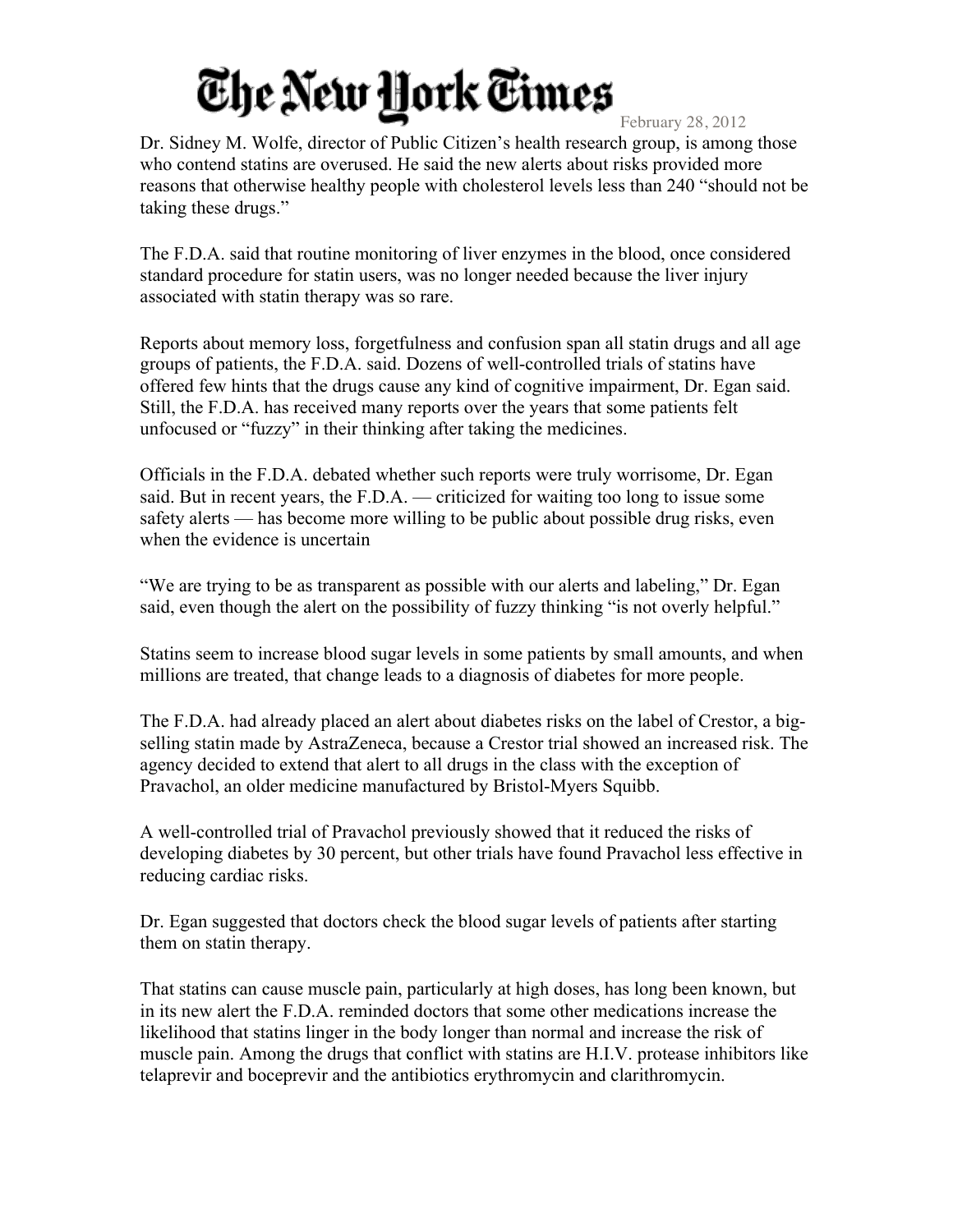# The New York Times

February 28, 2012

Dr. Sidney M. Wolfe, director of Public Citizen's health research group, is among those who contend statins are overused. He said the new alerts about risks provided more reasons that otherwise healthy people with cholesterol levels less than 240 "should not be taking these drugs."

The F.D.A. said that routine monitoring of liver enzymes in the blood, once considered standard procedure for statin users, was no longer needed because the liver injury associated with statin therapy was so rare.

Reports about memory loss, forgetfulness and confusion span all statin drugs and all age groups of patients, the F.D.A. said. Dozens of well-controlled trials of statins have offered few hints that the drugs cause any kind of cognitive impairment, Dr. Egan said. Still, the F.D.A. has received many reports over the years that some patients felt unfocused or "fuzzy" in their thinking after taking the medicines.

Officials in the F.D.A. debated whether such reports were truly worrisome, Dr. Egan said. But in recent years, the F.D.A. — criticized for waiting too long to issue some safety alerts — has become more willing to be public about possible drug risks, even when the evidence is uncertain

"We are trying to be as transparent as possible with our alerts and labeling," Dr. Egan said, even though the alert on the possibility of fuzzy thinking "is not overly helpful."

Statins seem to increase blood sugar levels in some patients by small amounts, and when millions are treated, that change leads to a diagnosis of diabetes for more people.

The F.D.A. had already placed an alert about diabetes risks on the label of Crestor, a big-selling statin made by AstraZeneca, because a Crestor trial showed an increased risk. The agency decided to extend that alert to all drugs in the class with the exception of Pravachol, an older medicine manufactured by Bristol-Myers Squibb.

A well-controlled trial of Pravachol previously showed that it reduced the risks of developing diabetes by 30 percent, but other trials have found Pravachol less effective in reducing cardiac risks.

Dr. Egan suggested that doctors check the blood sugar levels of patients after starting them on statin therapy.

That statins can cause muscle pain, particularly at high doses, has long been known, but in its new alert the F.D.A. reminded doctors that some other medications increase the likelihood that statins linger in the body longer than normal and increase the risk of muscle pain. Among the drugs that conflict with statins are H.I.V. protease inhibitors like telaprevir and boceprevir and the antibiotics erythromycin and clarithromycin.